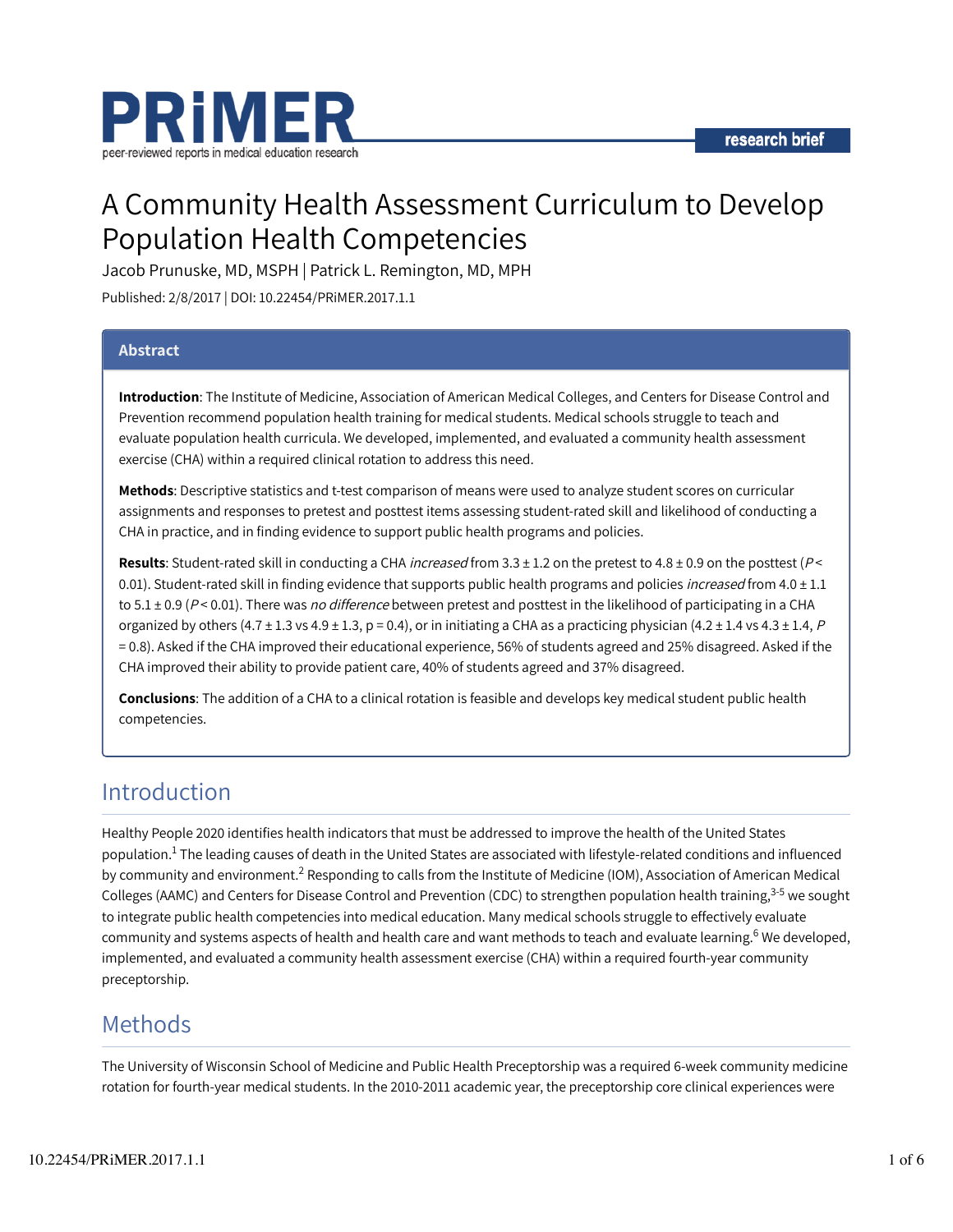PRiMER

peer-reviewed reports in medical education research

research brief

# A Community Health Assessment Curriculum to Develop Population Health Competencies

Jacob Prunuske, MD, MSPH | Patrick L. Remington, MD, MPH

Published: 2/8/2017 | DOI: 10.22454/PRiMER.2017.1.1

## Abstract

**Introduction**: The Institute of Medicine, Association of American Medical Colleges, and Centers for Disease Control and Prevention recommend population health training for medical students. Medical schools struggle to teach and evaluate population health curricula. We developed, implemented, and evaluated a community health assessment exercise (CHA) within a required clinical rotation to address this need.

**Methods**: Descriptive statistics and t-test comparison of means were used to analyze student scores on curricular assignments and responses to pretest and posttest items assessing student-rated skill and likelihood of conducting a CHA in practice, and in finding evidence to support public health programs and policies.

**Results**: Student-rated skill in conducting a CHA *increased* from 3.3 ± 1.2 on the pretest to 4.8 ± 0.9 on the posttest ($P < 0.01$). Student-rated skill in finding evidence that supports public health programs and policies *increased* from 4.0 ± 1.1 to 5.1 ± 0.9 ($P < 0.01$). There was *no difference* between pretest and posttest in the likelihood of participating in a CHA organized by others (4.7 ± 1.3 vs 4.9 ± 1.3, $p = 0.4$), or in initiating a CHA as a practicing physician (4.2 ± 1.4 vs 4.3 ± 1.4, $P = 0.8$). Asked if the CHA improved their educational experience, 56% of students agreed and 25% disagreed. Asked if the CHA improved their ability to provide patient care, 40% of students agreed and 37% disagreed.

**Conclusions**: The addition of a CHA to a clinical rotation is feasible and develops key medical student public health competencies.

## Introduction

Healthy People 2020 identifies health indicators that must be addressed to improve the health of the United States population.[1] The leading causes of death in the United States are associated with lifestyle-related conditions and influenced by community and environment.[2] Responding to calls from the Institute of Medicine (IOM), Association of American Medical Colleges (AAMC) and Centers for Disease Control and Prevention (CDC) to strengthen population health training,[3-5] we sought to integrate public health competencies into medical education. Many medical schools struggle to effectively evaluate community and systems aspects of health and health care and want methods to teach and evaluate learning.[6] We developed, implemented, and evaluated a community health assessment exercise (CHA) within a required fourth-year community preceptorship.

## Methods

The University of Wisconsin School of Medicine and Public Health Preceptorship was a required 6-week community medicine rotation for fourth-year medical students. In the 2010-2011 academic year, the preceptorship core clinical experiences were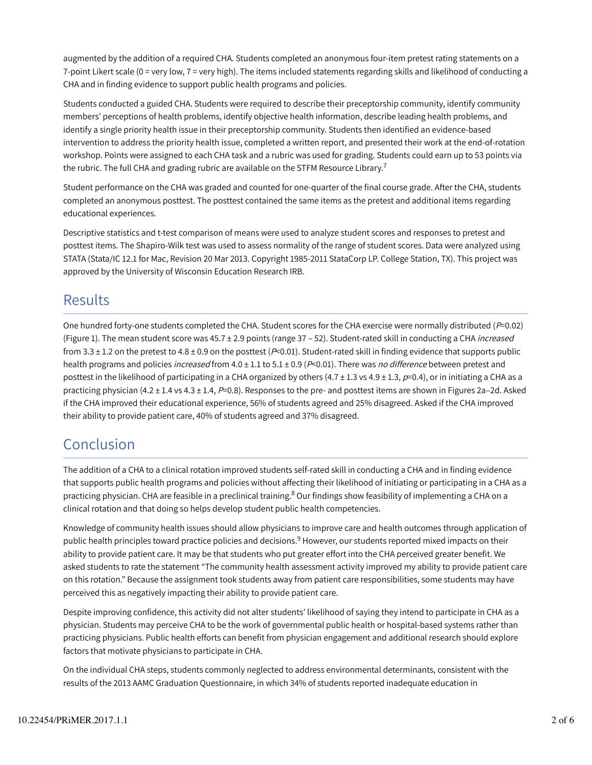augmented by the addition of a required CHA. Students completed an anonymous four-item pretest rating statements on a 7-point Likert scale (0 = very low, 7 = very high). The items included statements regarding skills and likelihood of conducting a CHA and in finding evidence to support public health programs and policies.

Students conducted a guided CHA. Students were required to describe their preceptorship community, identify community members' perceptions of health problems, identify objective health information, describe leading health problems, and identify a single priority health issue in their preceptorship community. Students then identified an evidence-based intervention to address the priority health issue, completed a written report, and presented their work at the end-of-rotation workshop. Points were assigned to each CHA task and a rubric was used for grading. Students could earn up to 53 points via the rubric. The full CHA and grading rubric are available on the STFM Resource Library.[7]

Student performance on the CHA was graded and counted for one-quarter of the final course grade. After the CHA, students completed an anonymous posttest. The posttest contained the same items as the pretest and additional items regarding educational experiences.

Descriptive statistics and t-test comparison of means were used to analyze student scores and responses to pretest and posttest items. The Shapiro-Wilk test was used to assess normality of the range of student scores. Data were analyzed using STATA (Stata/IC 12.1 for Mac, Revision 20 Mar 2013. Copyright 1985-2011 StataCorp LP. College Station, TX). This project was approved by the University of Wisconsin Education Research IRB.

## Results

One hundred forty-one students completed the CHA. Student scores for the CHA exercise were normally distributed ($P$=0.02) (Figure 1). The mean student score was 45.7 ± 2.9 points (range 37 – 52). Student-rated skill in conducting a CHA *increased* from 3.3 ± 1.2 on the pretest to 4.8 ± 0.9 on the posttest ($P$<0.01). Student-rated skill in finding evidence that supports public health programs and policies *increased* from 4.0 ± 1.1 to 5.1 ± 0.9 ($P$<0.01). There was *no difference* between pretest and posttest in the likelihood of participating in a CHA organized by others (4.7 ± 1.3 vs 4.9 ± 1.3, $p$=0.4), or in initiating a CHA as a practicing physician (4.2 ± 1.4 vs 4.3 ± 1.4, $P$=0.8). Responses to the pre- and posttest items are shown in Figures 2a–2d. Asked if the CHA improved their educational experience, 56% of students agreed and 25% disagreed. Asked if the CHA improved their ability to provide patient care, 40% of students agreed and 37% disagreed.

## Conclusion

The addition of a CHA to a clinical rotation improved students self-rated skill in conducting a CHA and in finding evidence that supports public health programs and policies without affecting their likelihood of initiating or participating in a CHA as a practicing physician. CHA are feasible in a preclinical training.[8] Our findings show feasibility of implementing a CHA on a clinical rotation and that doing so helps develop student public health competencies.

Knowledge of community health issues should allow physicians to improve care and health outcomes through application of public health principles toward practice policies and decisions.[9] However, our students reported mixed impacts on their ability to provide patient care. It may be that students who put greater effort into the CHA perceived greater benefit. We asked students to rate the statement "The community health assessment activity improved my ability to provide patient care on this rotation." Because the assignment took students away from patient care responsibilities, some students may have perceived this as negatively impacting their ability to provide patient care.

Despite improving confidence, this activity did not alter students' likelihood of saying they intend to participate in CHA as a physician. Students may perceive CHA to be the work of governmental public health or hospital-based systems rather than practicing physicians. Public health efforts can benefit from physician engagement and additional research should explore factors that motivate physicians to participate in CHA.

On the individual CHA steps, students commonly neglected to address environmental determinants, consistent with the results of the 2013 AAMC Graduation Questionnaire, in which 34% of students reported inadequate education in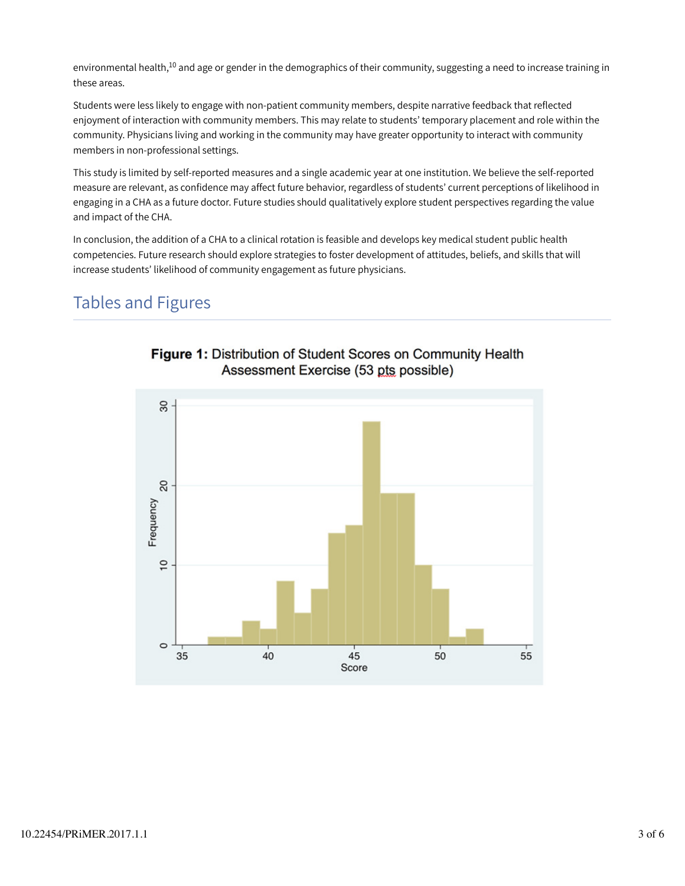environmental health,[10] and age or gender in the demographics of their community, suggesting a need to increase training in these areas.

Students were less likely to engage with non-patient community members, despite narrative feedback that reflected enjoyment of interaction with community members. This may relate to students' temporary placement and role within the community. Physicians living and working in the community may have greater opportunity to interact with community members in non-professional settings.

This study is limited by self-reported measures and a single academic year at one institution. We believe the self-reported measure are relevant, as confidence may affect future behavior, regardless of students' current perceptions of likelihood in engaging in a CHA as a future doctor. Future studies should qualitatively explore student perspectives regarding the value and impact of the CHA.

In conclusion, the addition of a CHA to a clinical rotation is feasible and develops key medical student public health competencies. Future research should explore strategies to foster development of attitudes, beliefs, and skills that will increase students' likelihood of community engagement as future physicians.

## Tables and Figures

**Figure 1:** Distribution of Student Scores on Community Health Assessment Exercise (53 pts possible)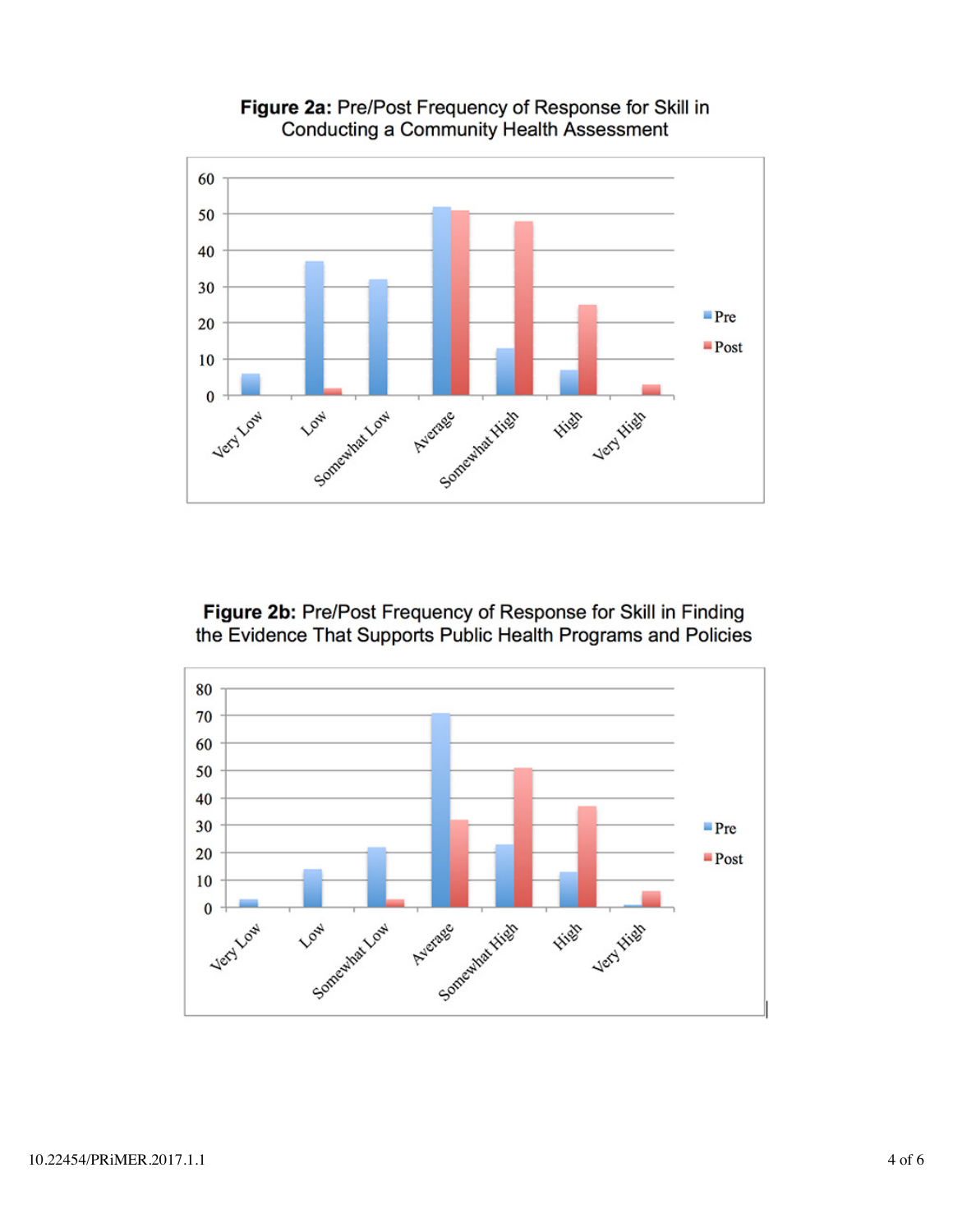**Figure 2a:** Pre/Post Frequency of Response for Skill in Conducting a Community Health Assessment

**Figure 2b:** Pre/Post Frequency of Response for Skill in Finding the Evidence That Supports Public Health Programs and Policies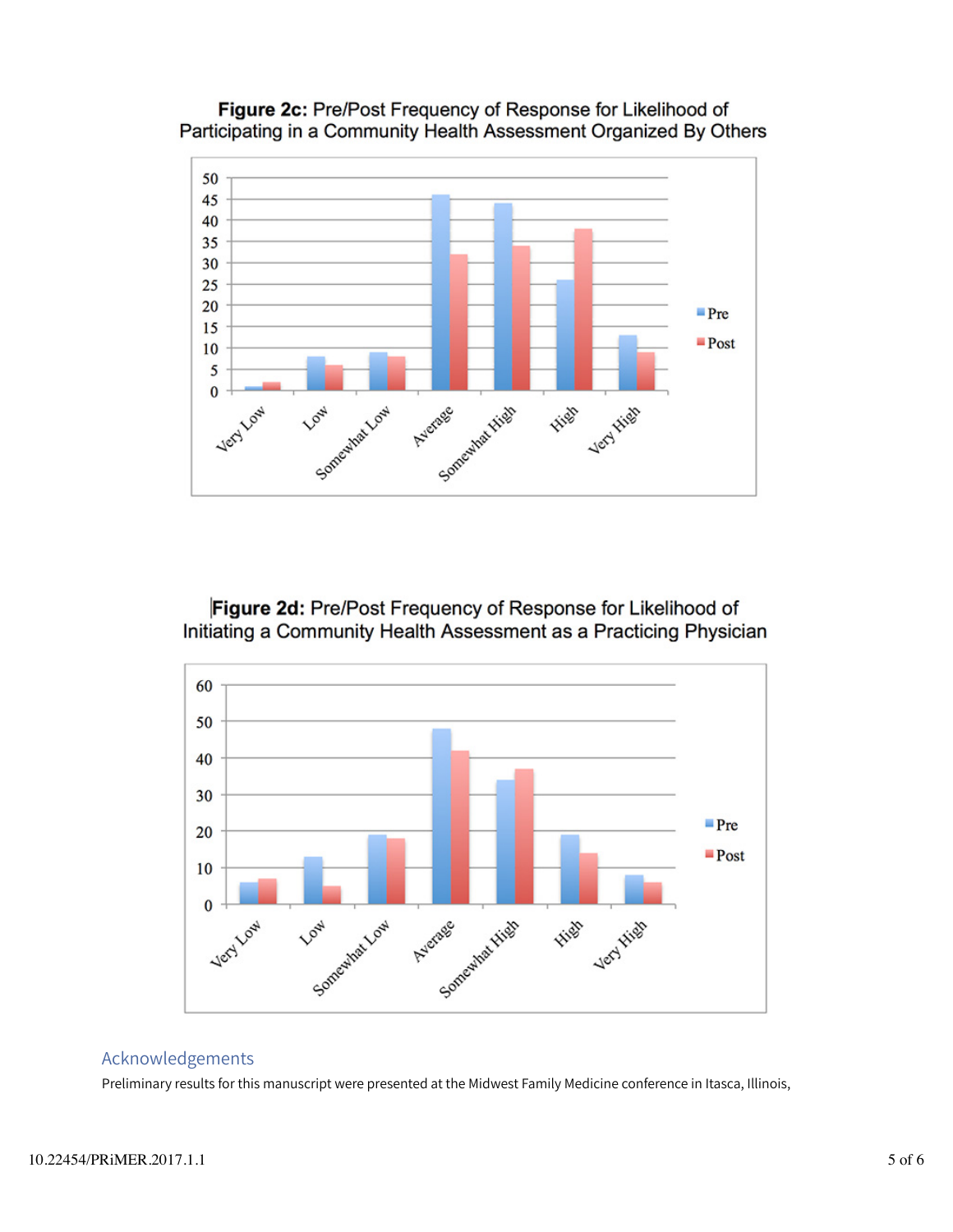**Figure 2c:** Pre/Post Frequency of Response for Likelihood of Participating in a Community Health Assessment Organized By Others

**Figure 2d:** Pre/Post Frequency of Response for Likelihood of Initiating a Community Health Assessment as a Practicing Physician

## Acknowledgements

Preliminary results for this manuscript were presented at the Midwest Family Medicine conference in Itasca, Illinois,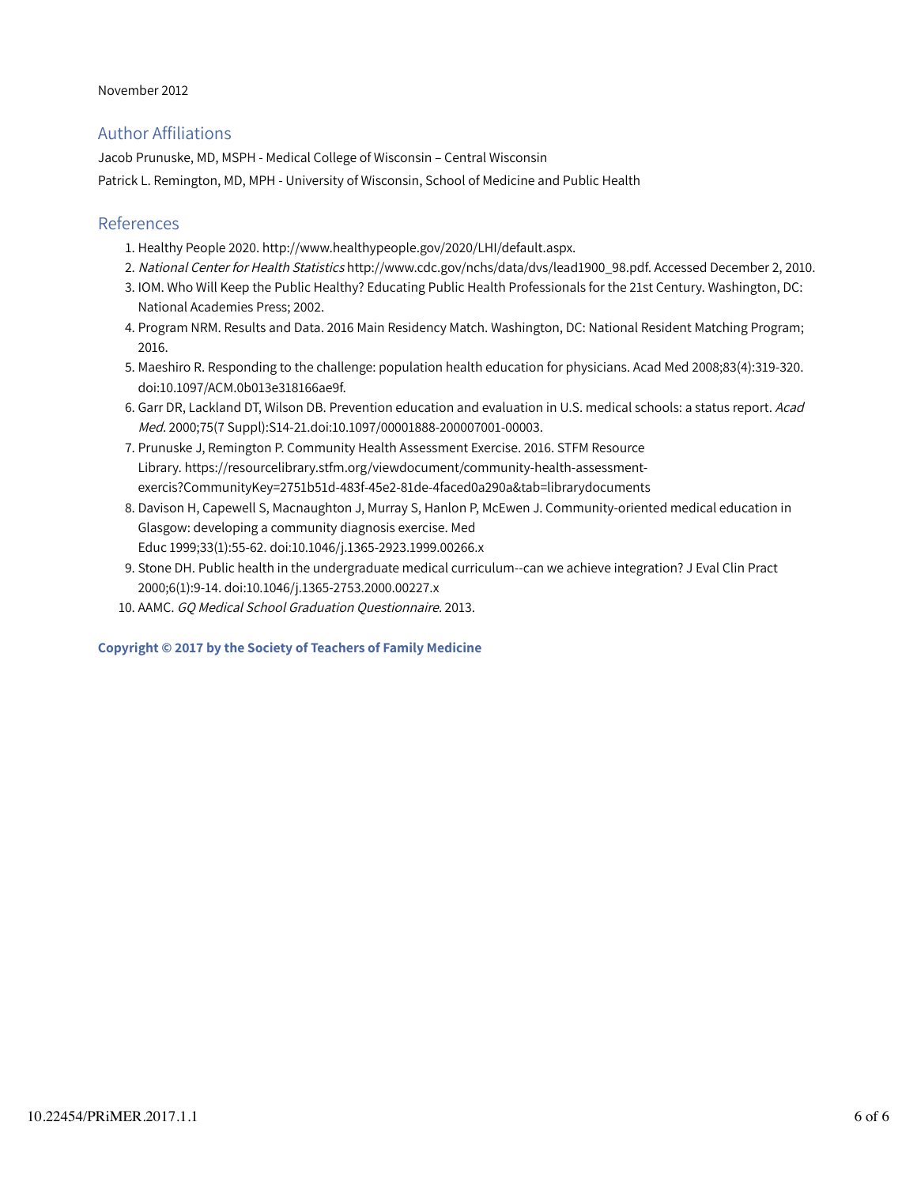November 2012

## Author Affiliations

Jacob Prunuske, MD, MSPH - Medical College of Wisconsin – Central Wisconsin

Patrick L. Remington, MD, MPH - University of Wisconsin, School of Medicine and Public Health

## References

1. Healthy People 2020. http://www.healthypeople.gov/2020/LHI/default.aspx.
2. *National Center for Health Statistics* http://www.cdc.gov/nchs/data/dvs/lead1900_98.pdf. Accessed December 2, 2010.
3. IOM. Who Will Keep the Public Healthy? Educating Public Health Professionals for the 21st Century. Washington, DC: National Academies Press; 2002.
4. Program NRM. Results and Data. 2016 Main Residency Match. Washington, DC: National Resident Matching Program; 2016.
5. Maeshiro R. Responding to the challenge: population health education for physicians. Acad Med 2008;83(4):319-320. doi:10.1097/ACM.0b013e318166ae9f.
6. Garr DR, Lackland DT, Wilson DB. Prevention education and evaluation in U.S. medical schools: a status report. *Acad Med.* 2000;75(7 Suppl):S14-21.doi:10.1097/00001888-200007001-00003.
7. Prunuske J, Remington P. Community Health Assessment Exercise. 2016. STFM Resource Library. https://resourcelibrary.stfm.org/viewdocument/community-health-assessment-exercis?CommunityKey=2751b51d-483f-45e2-81de-4faced0a290a&tab=librarydocuments
8. Davison H, Capewell S, Macnaughton J, Murray S, Hanlon P, McEwen J. Community-oriented medical education in Glasgow: developing a community diagnosis exercise. Med Educ 1999;33(1):55-62. doi:10.1046/j.1365-2923.1999.00266.x
9. Stone DH. Public health in the undergraduate medical curriculum--can we achieve integration? J Eval Clin Pract 2000;6(1):9-14. doi:10.1046/j.1365-2753.2000.00227.x
10. AAMC. *GQ Medical School Graduation Questionnaire.* 2013.

**Copyright © 2017 by the Society of Teachers of Family Medicine**